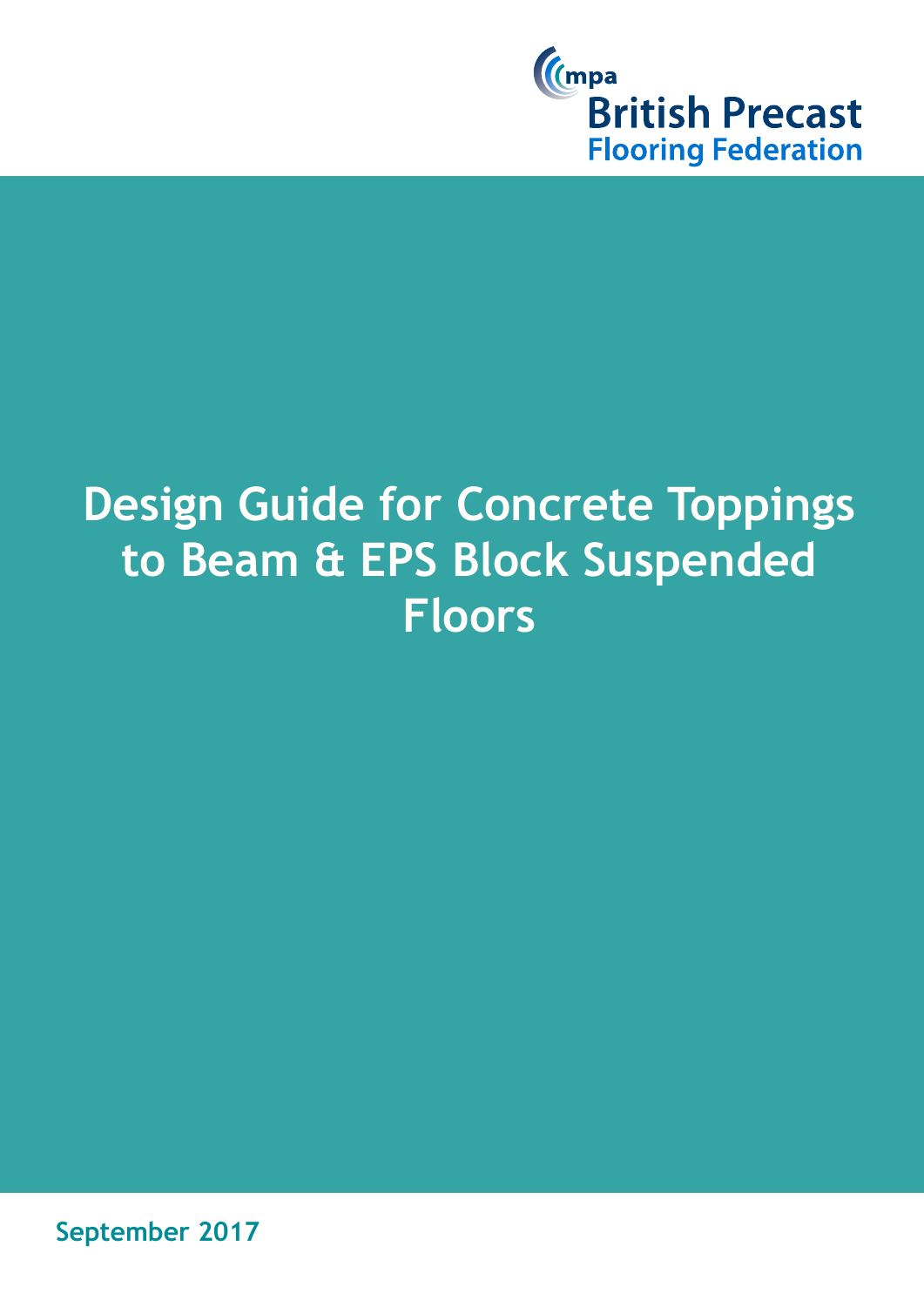mpa

British Precast
Flooring Federation

# Design Guide for Concrete Toppings to Beam & EPS Block Suspended Floors

September 2017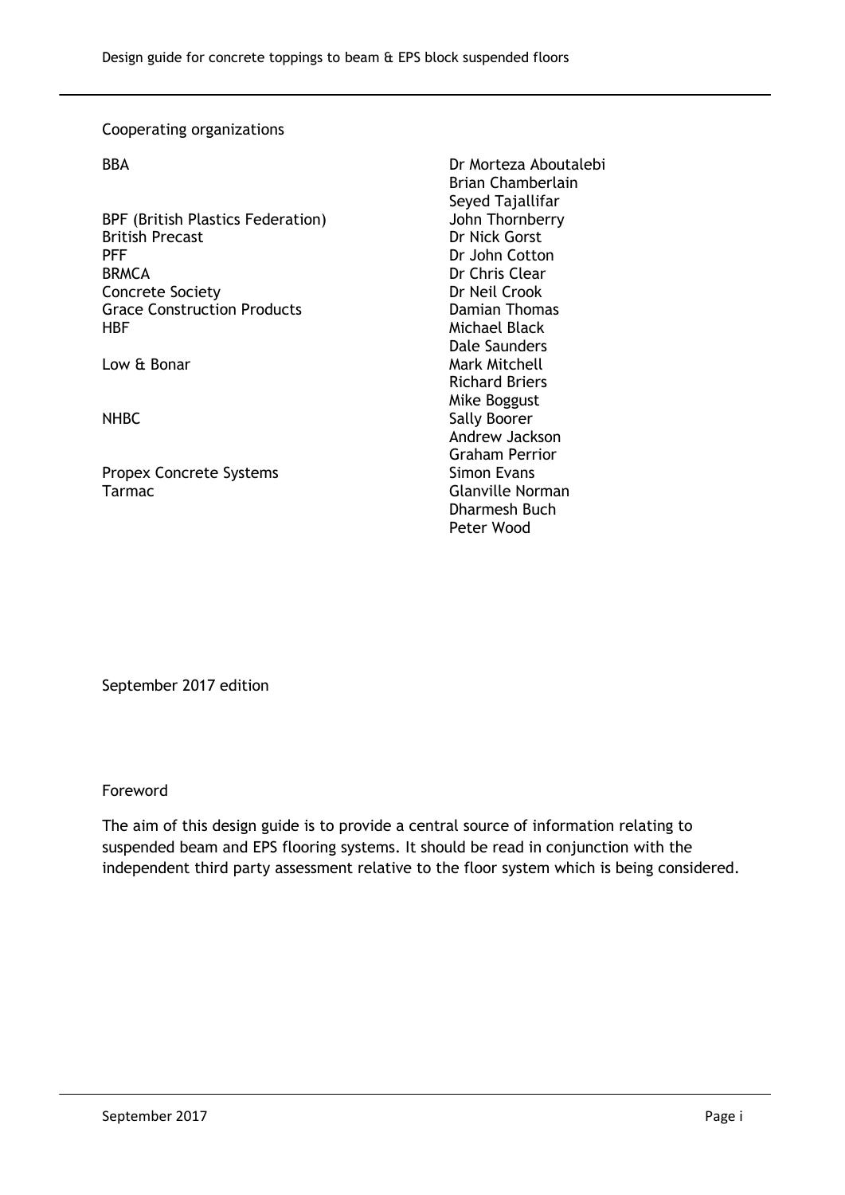Cooperating organizations

| Organization | Representative(s) |
| --- | --- |
| BBA | Dr Morteza Aboutalebi<br>Brian Chamberlain<br>Seyed Tajallifar |
| BPF (British Plastics Federation) | John Thornberry |
| British Precast | Dr Nick Gorst |
| PFF | Dr John Cotton |
| BRMCA | Dr Chris Clear |
| Concrete Society | Dr Neil Crook |
| Grace Construction Products | Damian Thomas |
| HBF | Michael Black<br>Dale Saunders |
| Low & Bonar | Mark Mitchell<br>Richard Briers<br>Mike Boggust |
| NHBC | Sally Boorer<br>Andrew Jackson<br>Graham Perrior |
| Propex Concrete Systems | Simon Evans |
| Tarmac | Glanville Norman<br>Dharmesh Buch<br>Peter Wood |

September 2017 edition

Foreword

The aim of this design guide is to provide a central source of information relating to suspended beam and EPS flooring systems. It should be read in conjunction with the independent third party assessment relative to the floor system which is being considered.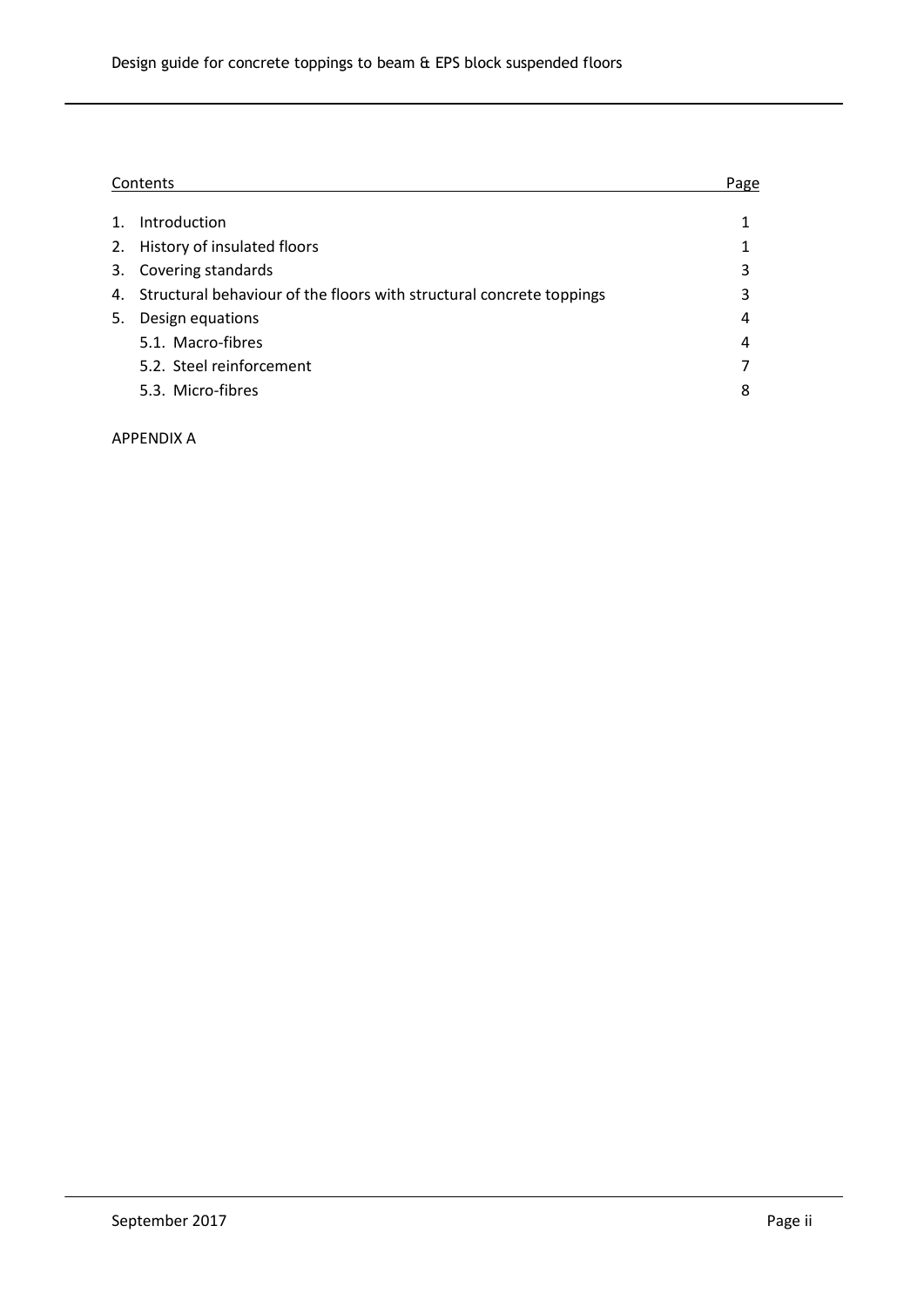| Contents | Page |
| --- | --- |
| 1. Introduction | 1 |
| 2. History of insulated floors | 1 |
| 3. Covering standards | 3 |
| 4. Structural behaviour of the floors with structural concrete toppings | 3 |
| 5. Design equations | 4 |
| 5.1. Macro-fibres | 4 |
| 5.2. Steel reinforcement | 7 |
| 5.3. Micro-fibres | 8 |

APPENDIX A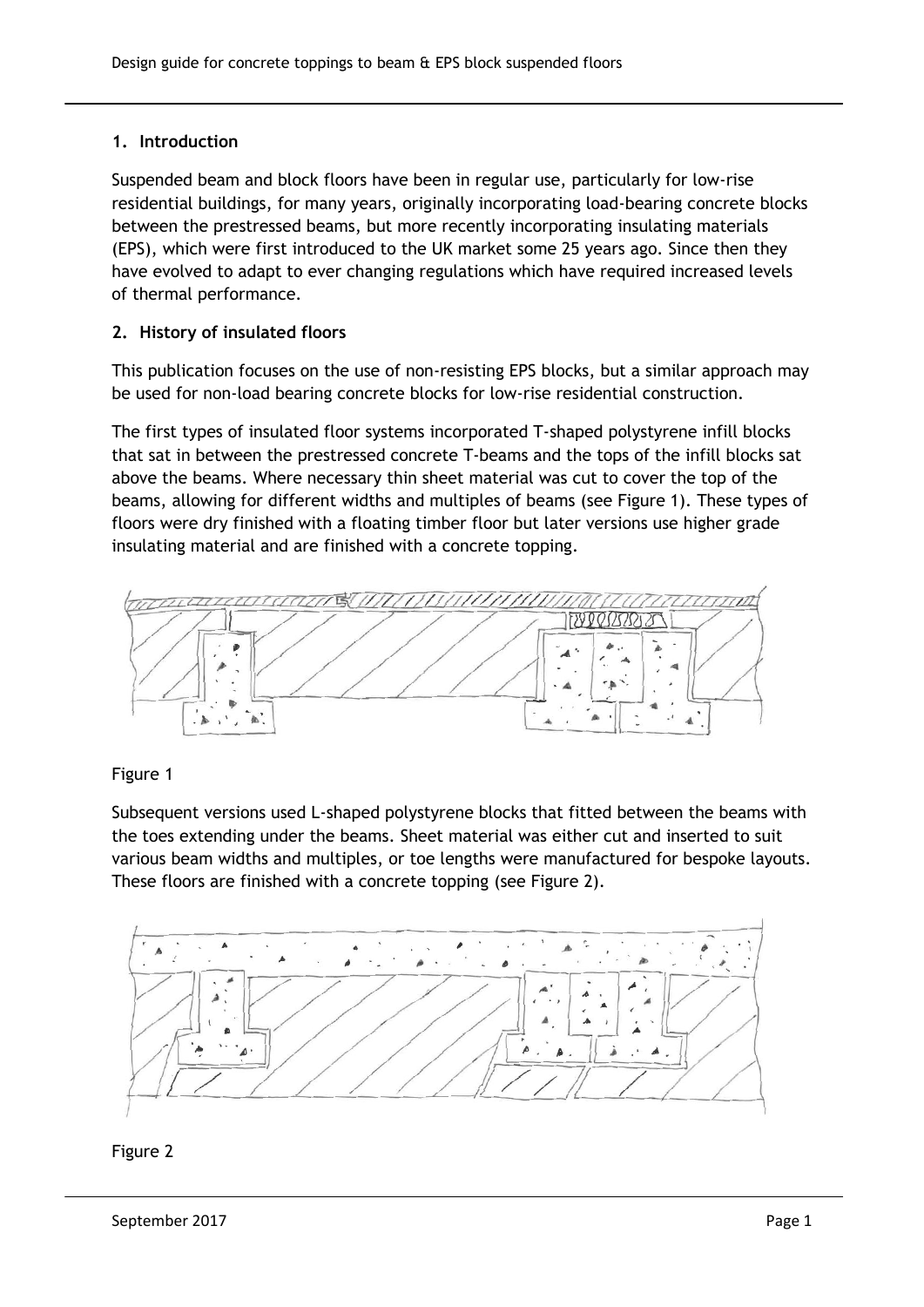## 1. Introduction

Suspended beam and block floors have been in regular use, particularly for low-rise residential buildings, for many years, originally incorporating load-bearing concrete blocks between the prestressed beams, but more recently incorporating insulating materials (EPS), which were first introduced to the UK market some 25 years ago. Since then they have evolved to adapt to ever changing regulations which have required increased levels of thermal performance.

## 2. History of insulated floors

This publication focuses on the use of non-resisting EPS blocks, but a similar approach may be used for non-load bearing concrete blocks for low-rise residential construction.

The first types of insulated floor systems incorporated T-shaped polystyrene infill blocks that sat in between the prestressed concrete T-beams and the tops of the infill blocks sat above the beams. Where necessary thin sheet material was cut to cover the top of the beams, allowing for different widths and multiples of beams (see Figure 1). These types of floors were dry finished with a floating timber floor but later versions use higher grade insulating material and are finished with a concrete topping.

Figure 1

Subsequent versions used L-shaped polystyrene blocks that fitted between the beams with the toes extending under the beams. Sheet material was either cut and inserted to suit various beam widths and multiples, or toe lengths were manufactured for bespoke layouts. These floors are finished with a concrete topping (see Figure 2).

Figure 2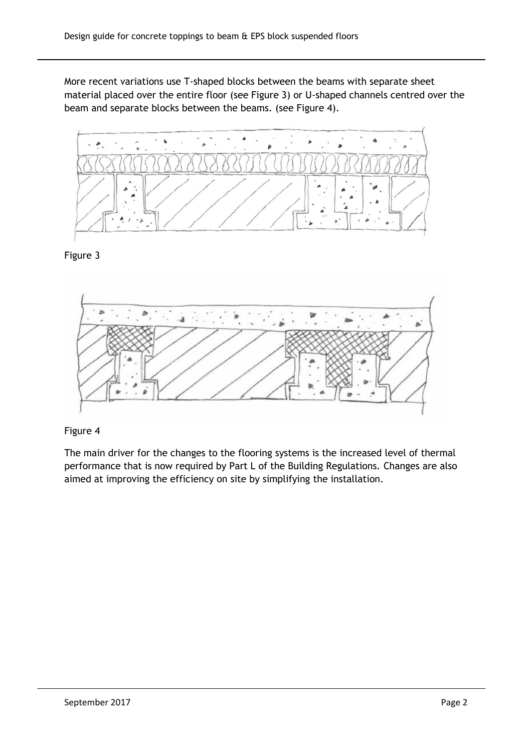More recent variations use T-shaped blocks between the beams with separate sheet material placed over the entire floor (see Figure 3) or U-shaped channels centred over the beam and separate blocks between the beams. (see Figure 4).

Figure 3

Figure 4

The main driver for the changes to the flooring systems is the increased level of thermal performance that is now required by Part L of the Building Regulations. Changes are also aimed at improving the efficiency on site by simplifying the installation.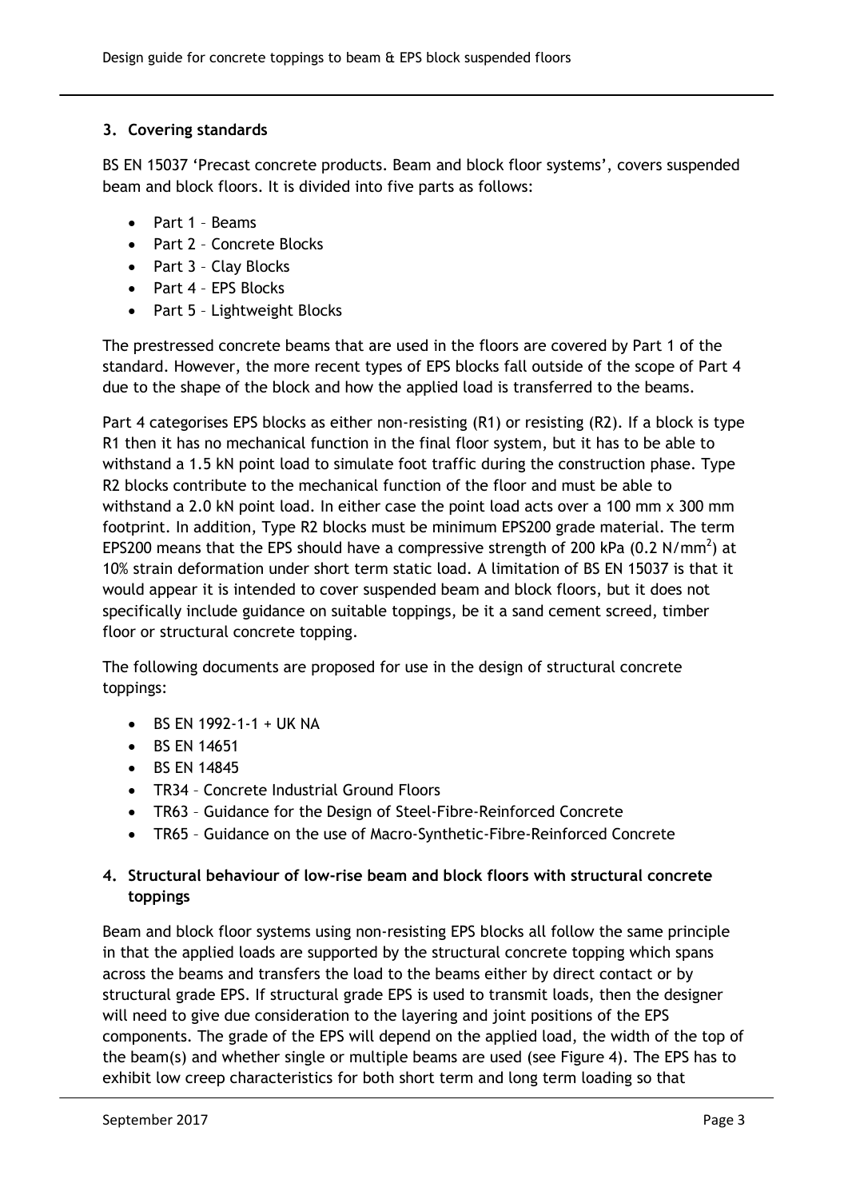## 3. Covering standards

BS EN 15037 'Precast concrete products. Beam and block floor systems', covers suspended beam and block floors. It is divided into five parts as follows:

- Part 1 – Beams
- Part 2 – Concrete Blocks
- Part 3 – Clay Blocks
- Part 4 – EPS Blocks
- Part 5 – Lightweight Blocks

The prestressed concrete beams that are used in the floors are covered by Part 1 of the standard. However, the more recent types of EPS blocks fall outside of the scope of Part 4 due to the shape of the block and how the applied load is transferred to the beams.

Part 4 categorises EPS blocks as either non-resisting (R1) or resisting (R2). If a block is type R1 then it has no mechanical function in the final floor system, but it has to be able to withstand a 1.5 kN point load to simulate foot traffic during the construction phase. Type R2 blocks contribute to the mechanical function of the floor and must be able to withstand a 2.0 kN point load. In either case the point load acts over a 100 mm x 300 mm footprint. In addition, Type R2 blocks must be minimum EPS200 grade material. The term EPS200 means that the EPS should have a compressive strength of 200 kPa (0.2 N/mm$^2$) at 10% strain deformation under short term static load. A limitation of BS EN 15037 is that it would appear it is intended to cover suspended beam and block floors, but it does not specifically include guidance on suitable toppings, be it a sand cement screed, timber floor or structural concrete topping.

The following documents are proposed for use in the design of structural concrete toppings:

- BS EN 1992-1-1 + UK NA
- BS EN 14651
- BS EN 14845
- TR34 – Concrete Industrial Ground Floors
- TR63 – Guidance for the Design of Steel-Fibre-Reinforced Concrete
- TR65 – Guidance on the use of Macro-Synthetic-Fibre-Reinforced Concrete

## 4. Structural behaviour of low-rise beam and block floors with structural concrete toppings

Beam and block floor systems using non-resisting EPS blocks all follow the same principle in that the applied loads are supported by the structural concrete topping which spans across the beams and transfers the load to the beams either by direct contact or by structural grade EPS. If structural grade EPS is used to transmit loads, then the designer will need to give due consideration to the layering and joint positions of the EPS components. The grade of the EPS will depend on the applied load, the width of the top of the beam(s) and whether single or multiple beams are used (see Figure 4). The EPS has to exhibit low creep characteristics for both short term and long term loading so that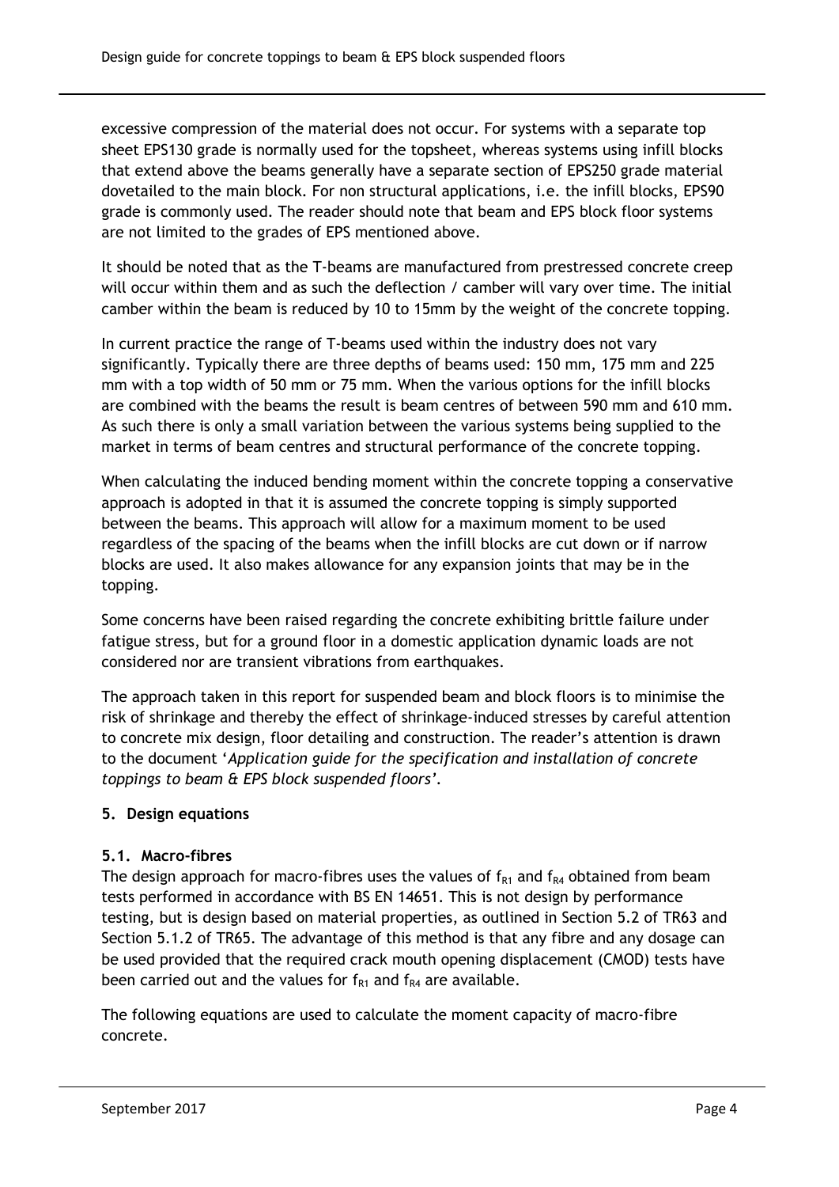excessive compression of the material does not occur. For systems with a separate top sheet EPS130 grade is normally used for the topsheet, whereas systems using infill blocks that extend above the beams generally have a separate section of EPS250 grade material dovetailed to the main block. For non structural applications, i.e. the infill blocks, EPS90 grade is commonly used. The reader should note that beam and EPS block floor systems are not limited to the grades of EPS mentioned above.

It should be noted that as the T-beams are manufactured from prestressed concrete creep will occur within them and as such the deflection / camber will vary over time. The initial camber within the beam is reduced by 10 to 15mm by the weight of the concrete topping.

In current practice the range of T-beams used within the industry does not vary significantly. Typically there are three depths of beams used: 150 mm, 175 mm and 225 mm with a top width of 50 mm or 75 mm. When the various options for the infill blocks are combined with the beams the result is beam centres of between 590 mm and 610 mm. As such there is only a small variation between the various systems being supplied to the market in terms of beam centres and structural performance of the concrete topping.

When calculating the induced bending moment within the concrete topping a conservative approach is adopted in that it is assumed the concrete topping is simply supported between the beams. This approach will allow for a maximum moment to be used regardless of the spacing of the beams when the infill blocks are cut down or if narrow blocks are used. It also makes allowance for any expansion joints that may be in the topping.

Some concerns have been raised regarding the concrete exhibiting brittle failure under fatigue stress, but for a ground floor in a domestic application dynamic loads are not considered nor are transient vibrations from earthquakes.

The approach taken in this report for suspended beam and block floors is to minimise the risk of shrinkage and thereby the effect of shrinkage-induced stresses by careful attention to concrete mix design, floor detailing and construction. The reader's attention is drawn to the document '*Application guide for the specification and installation of concrete toppings to beam & EPS block suspended floors*'.

## 5. Design equations

### 5.1. Macro-fibres

The design approach for macro-fibres uses the values of $f_{R1}$ and $f_{R4}$ obtained from beam tests performed in accordance with BS EN 14651. This is not design by performance testing, but is design based on material properties, as outlined in Section 5.2 of TR63 and Section 5.1.2 of TR65. The advantage of this method is that any fibre and any dosage can be used provided that the required crack mouth opening displacement (CMOD) tests have been carried out and the values for $f_{R1}$ and $f_{R4}$ are available.

The following equations are used to calculate the moment capacity of macro-fibre concrete.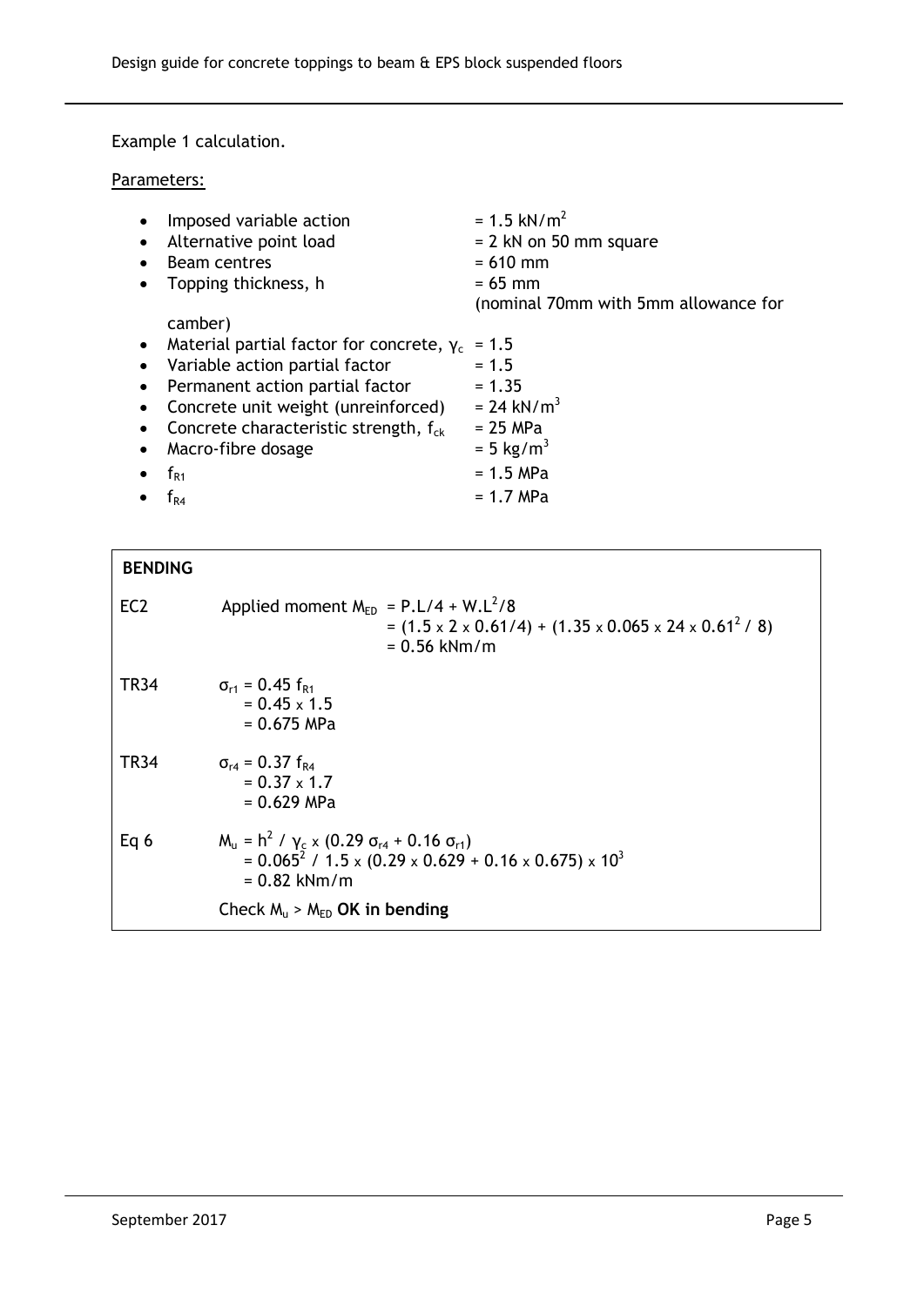Example 1 calculation.

Parameters:

- Imposed variable action = 1.5 kN/m$^2$
- Alternative point load = 2 kN on 50 mm square
- Beam centres = 610 mm
- Topping thickness, h = 65 mm (nominal 70mm with 5mm allowance for camber)
- Material partial factor for concrete, $\gamma_c$ = 1.5
- Variable action partial factor = 1.5
- Permanent action partial factor = 1.35
- Concrete unit weight (unreinforced) = 24 kN/m$^3$
- Concrete characteristic strength, $f_{ck}$ = 25 MPa
- Macro-fibre dosage = 5 kg/m$^3$
- $f_{R1}$ = 1.5 MPa
- $f_{R4}$ = 1.7 MPa

| **BENDING** | |
|---|---|
| EC2 | Applied moment $M_{ED} = P.L/4 + W.L^2/8$ <br> $= (1.5 \times 2 \times 0.61/4) + (1.35 \times 0.065 \times 24 \times 0.61^2 / 8)$ <br> $= 0.56$ kNm/m |
| TR34 | $\sigma_{r1} = 0.45\, f_{R1}$ <br> $= 0.45 \times 1.5$ <br> $= 0.675$ MPa |
| TR34 | $\sigma_{r4} = 0.37\, f_{R4}$ <br> $= 0.37 \times 1.7$ <br> $= 0.629$ MPa |
| Eq 6 | $M_u = h^2 / \gamma_c \times (0.29\, \sigma_{r4} + 0.16\, \sigma_{r1})$ <br> $= 0.065^2 / 1.5 \times (0.29 \times 0.629 + 0.16 \times 0.675) \times 10^3$ <br> $= 0.82$ kNm/m <br> Check $M_u > M_{ED}$ **OK in bending** |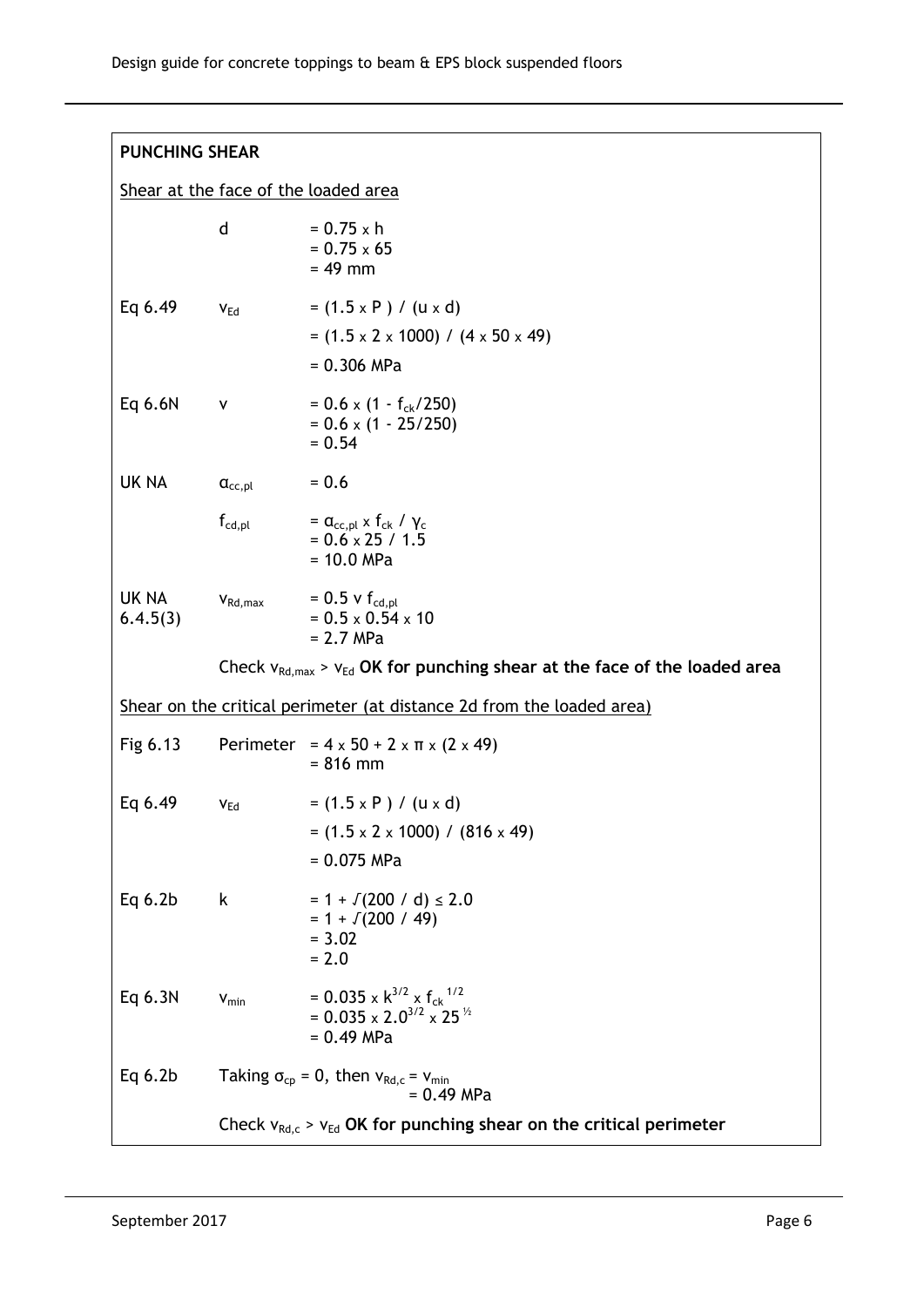## PUNCHING SHEAR

Shear at the face of the loaded area

| | | |
|---|---|---|
| | $d$ | $= 0.75 \times h$<br>$= 0.75 \times 65$<br>$= 49$ mm |
| Eq 6.49 | $v_{Ed}$ | $= (1.5 \times P) / (u \times d)$<br>$= (1.5 \times 2 \times 1000) / (4 \times 50 \times 49)$<br>$= 0.306$ MPa |
| Eq 6.6N | $v$ | $= 0.6 \times (1 - f_{ck}/250)$<br>$= 0.6 \times (1 - 25/250)$<br>$= 0.54$ |
| UK NA | $\alpha_{cc,pl}$ | $= 0.6$ |
| | $f_{cd,pl}$ | $= \alpha_{cc,pl} \times f_{ck} / \gamma_c$<br>$= 0.6 \times 25 / 1.5$<br>$= 10.0$ MPa |
| UK NA 6.4.5(3) | $v_{Rd,max}$ | $= 0.5\ v\ f_{cd,pl}$<br>$= 0.5 \times 0.54 \times 10$<br>$= 2.7$ MPa |

Check $v_{Rd,max} > v_{Ed}$ **OK for punching shear at the face of the loaded area**

Shear on the critical perimeter (at distance 2d from the loaded area)

| | | |
|---|---|---|
| Fig 6.13 | Perimeter | $= 4 \times 50 + 2 \times \pi \times (2 \times 49)$<br>$= 816$ mm |
| Eq 6.49 | $v_{Ed}$ | $= (1.5 \times P) / (u \times d)$<br>$= (1.5 \times 2 \times 1000) / (816 \times 49)$<br>$= 0.075$ MPa |
| Eq 6.2b | $k$ | $= 1 + \sqrt{(200 / d)} \leq 2.0$<br>$= 1 + \sqrt{(200 / 49)}$<br>$= 3.02$<br>$= 2.0$ |
| Eq 6.3N | $v_{min}$ | $= 0.035 \times k^{3/2} \times f_{ck}^{\ 1/2}$<br>$= 0.035 \times 2.0^{3/2} \times 25^{1/2}$<br>$= 0.49$ MPa |
| Eq 6.2b | | Taking $\sigma_{cp} = 0$, then $v_{Rd,c} = v_{min}$<br>$= 0.49$ MPa |

Check $v_{Rd,c} > v_{Ed}$ **OK for punching shear on the critical perimeter**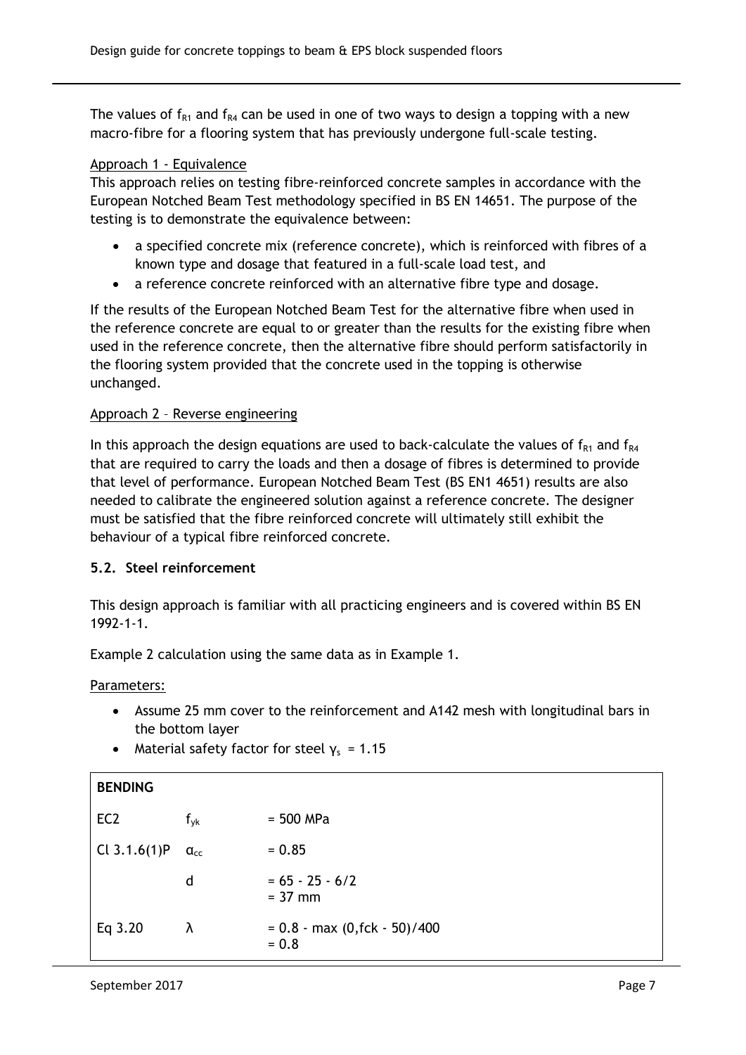The values of $f_{R1}$ and $f_{R4}$ can be used in one of two ways to design a topping with a new macro-fibre for a flooring system that has previously undergone full-scale testing.

Approach 1 - Equivalence

This approach relies on testing fibre-reinforced concrete samples in accordance with the European Notched Beam Test methodology specified in BS EN 14651. The purpose of the testing is to demonstrate the equivalence between:

- a specified concrete mix (reference concrete), which is reinforced with fibres of a known type and dosage that featured in a full-scale load test, and
- a reference concrete reinforced with an alternative fibre type and dosage.

If the results of the European Notched Beam Test for the alternative fibre when used in the reference concrete are equal to or greater than the results for the existing fibre when used in the reference concrete, then the alternative fibre should perform satisfactorily in the flooring system provided that the concrete used in the topping is otherwise unchanged.

Approach 2 – Reverse engineering

In this approach the design equations are used to back-calculate the values of $f_{R1}$ and $f_{R4}$ that are required to carry the loads and then a dosage of fibres is determined to provide that level of performance. European Notched Beam Test (BS EN1 4651) results are also needed to calibrate the engineered solution against a reference concrete. The designer must be satisfied that the fibre reinforced concrete will ultimately still exhibit the behaviour of a typical fibre reinforced concrete.

### 5.2. Steel reinforcement

This design approach is familiar with all practicing engineers and is covered within BS EN 1992-1-1.

Example 2 calculation using the same data as in Example 1.

Parameters:

- Assume 25 mm cover to the reinforcement and A142 mesh with longitudinal bars in the bottom layer
- Material safety factor for steel $\gamma_s$ = 1.15

| **BENDING** | | |
|---|---|---|
| EC2 | $f_{yk}$ | = 500 MPa |
| Cl 3.1.6(1)P | $\alpha_{cc}$ | = 0.85 |
| | d | = 65 - 25 - 6/2<br>= 37 mm |
| Eq 3.20 | $\lambda$ | = 0.8 - max (0,fck - 50)/400<br>= 0.8 |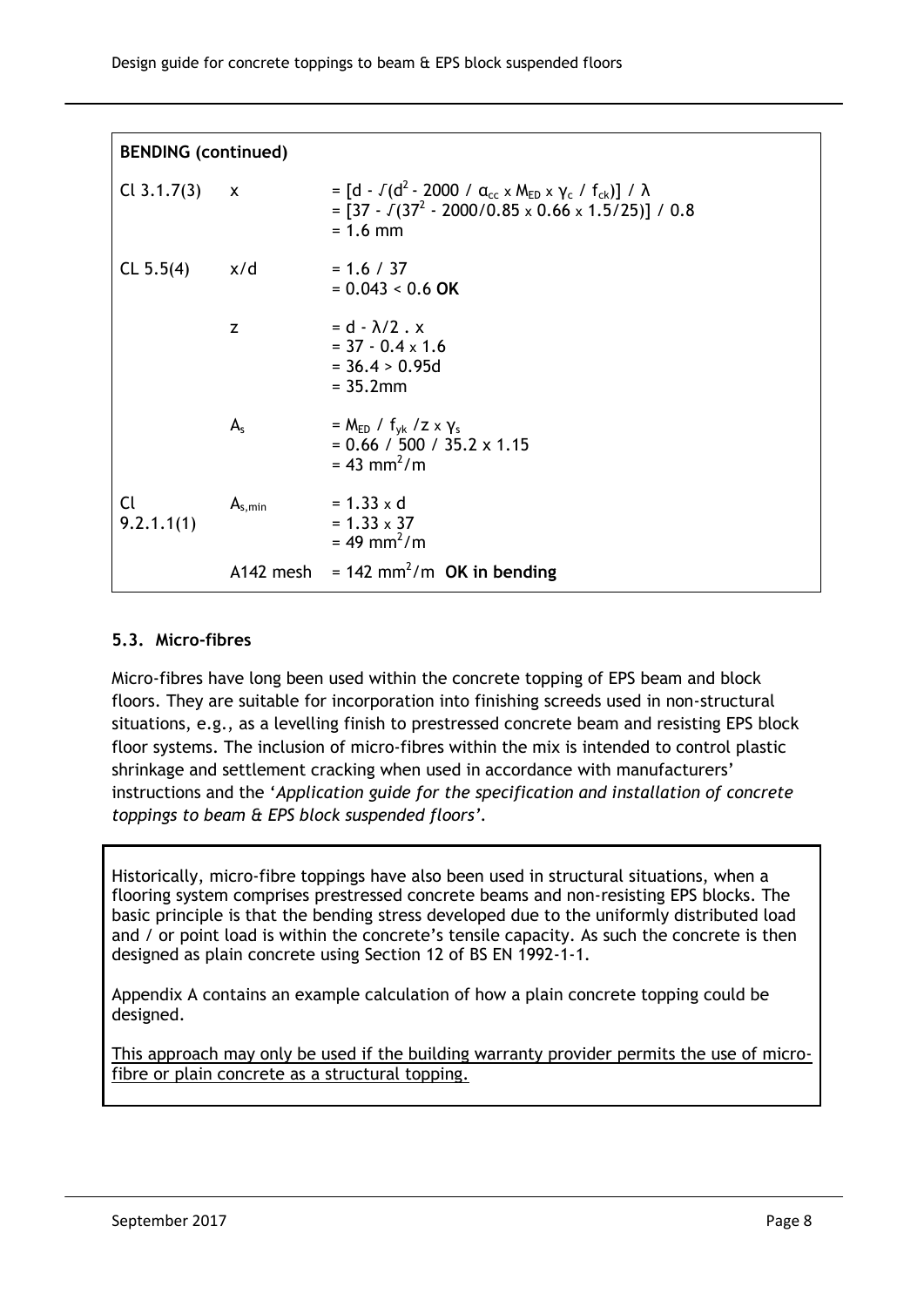| **BENDING (continued)** | | |
|---|---|---|
| Cl 3.1.7(3) | $x$ | $= [d - \sqrt{}(d^2 - 2000 / \alpha_{cc} \times M_{ED} \times \gamma_c / f_{ck})] / \lambda$<br>$= [37 - \sqrt{}(37^2 - 2000/0.85 \times 0.66 \times 1.5/25)] / 0.8$<br>$= 1.6$ mm |
| CL 5.5(4) | $x/d$ | $= 1.6 / 37$<br>$= 0.043 < 0.6$ **OK** |
| | $z$ | $= d - \lambda/2 . x$<br>$= 37 - 0.4 \times 1.6$<br>$= 36.4 > 0.95d$<br>$= 35.2$mm |
| | $A_s$ | $= M_{ED} / f_{yk} / z \times \gamma_s$<br>$= 0.66 / 500 / 35.2 \times 1.15$<br>$= 43$ mm$^2$/m |
| Cl 9.2.1.1(1) | $A_{s,min}$ | $= 1.33 \times d$<br>$= 1.33 \times 37$<br>$= 49$ mm$^2$/m |
| | A142 mesh | $= 142$ mm$^2$/m **OK in bending** |

### 5.3. Micro-fibres

Micro-fibres have long been used within the concrete topping of EPS beam and block floors. They are suitable for incorporation into finishing screeds used in non-structural situations, e.g., as a levelling finish to prestressed concrete beam and resisting EPS block floor systems. The inclusion of micro-fibres within the mix is intended to control plastic shrinkage and settlement cracking when used in accordance with manufacturers' instructions and the '*Application guide for the specification and installation of concrete toppings to beam & EPS block suspended floors*'.

Historically, micro-fibre toppings have also been used in structural situations, when a flooring system comprises prestressed concrete beams and non-resisting EPS blocks. The basic principle is that the bending stress developed due to the uniformly distributed load and / or point load is within the concrete's tensile capacity. As such the concrete is then designed as plain concrete using Section 12 of BS EN 1992-1-1.

Appendix A contains an example calculation of how a plain concrete topping could be designed.

<u>This approach may only be used if the building warranty provider permits the use of micro-fibre or plain concrete as a structural topping.</u>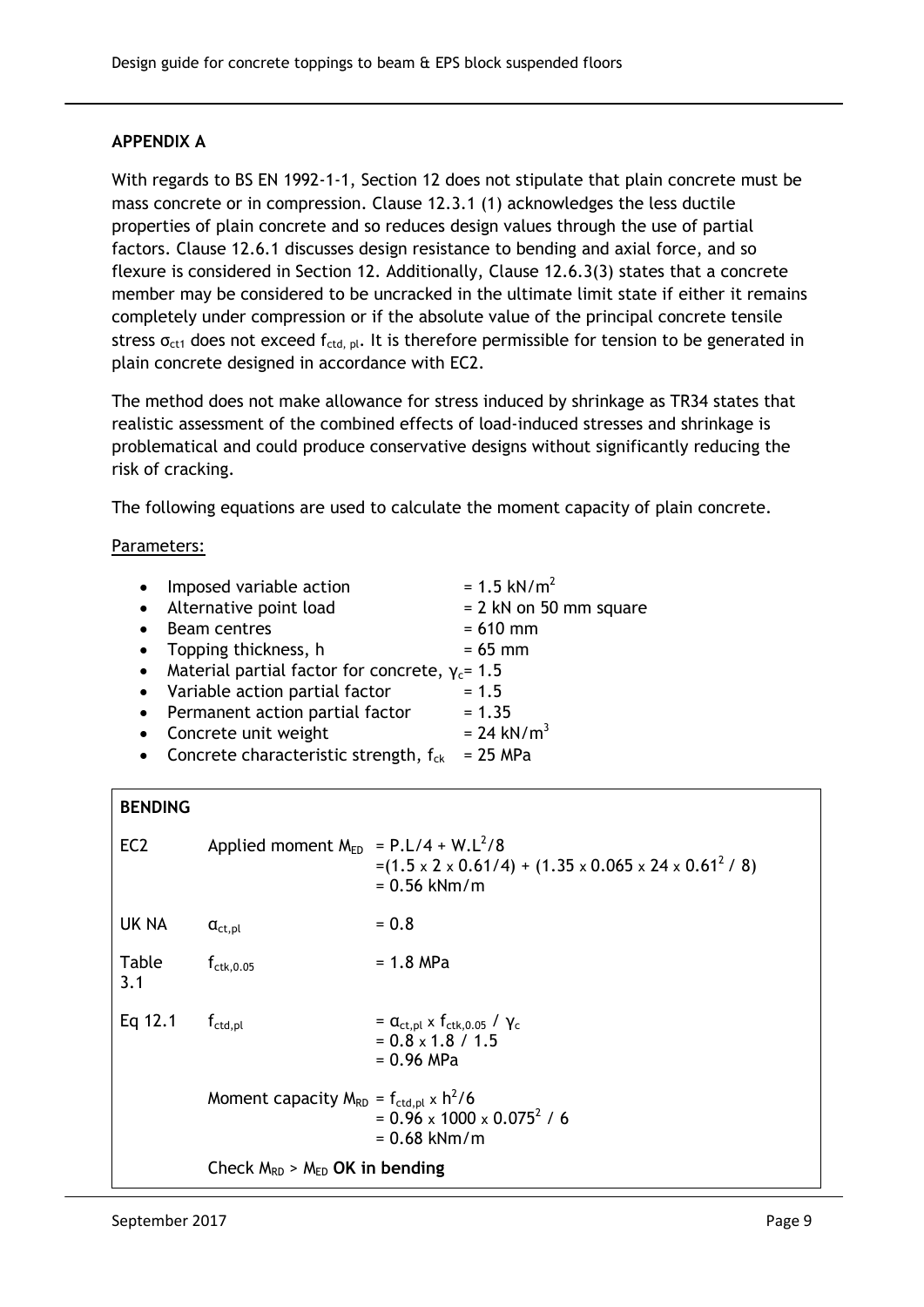## APPENDIX A

With regards to BS EN 1992-1-1, Section 12 does not stipulate that plain concrete must be mass concrete or in compression. Clause 12.3.1 (1) acknowledges the less ductile properties of plain concrete and so reduces design values through the use of partial factors. Clause 12.6.1 discusses design resistance to bending and axial force, and so flexure is considered in Section 12. Additionally, Clause 12.6.3(3) states that a concrete member may be considered to be uncracked in the ultimate limit state if either it remains completely under compression or if the absolute value of the principal concrete tensile stress $\sigma_{ct1}$ does not exceed $f_{ctd,pl}$. It is therefore permissible for tension to be generated in plain concrete designed in accordance with EC2.

The method does not make allowance for stress induced by shrinkage as TR34 states that realistic assessment of the combined effects of load-induced stresses and shrinkage is problematical and could produce conservative designs without significantly reducing the risk of cracking.

The following equations are used to calculate the moment capacity of plain concrete.

Parameters:

- Imposed variable action = 1.5 kN/m$^2$
- Alternative point load = 2 kN on 50 mm square
- Beam centres = 610 mm
- Topping thickness, h = 65 mm
- Material partial factor for concrete, $\gamma_c$ = 1.5
- Variable action partial factor = 1.5
- Permanent action partial factor = 1.35
- Concrete unit weight = 24 kN/m$^3$
- Concrete characteristic strength, $f_{ck}$ = 25 MPa

| BENDING | | |
|---|---|---|
| EC2 | Applied moment $M_{ED}$ | $= P.L/4 + W.L^2/8$<br>$= (1.5 \times 2 \times 0.61/4) + (1.35 \times 0.065 \times 24 \times 0.61^2 / 8)$<br>$= 0.56$ kNm/m |
| UK NA | $\alpha_{ct,pl}$ | $= 0.8$ |
| Table 3.1 | $f_{ctk,0.05}$ | $= 1.8$ MPa |
| Eq 12.1 | $f_{ctd,pl}$ | $= \alpha_{ct,pl} \times f_{ctk,0.05} / \gamma_c$<br>$= 0.8 \times 1.8 / 1.5$<br>$= 0.96$ MPa |
| | Moment capacity $M_{RD}$ | $= f_{ctd,pl} \times h^2/6$<br>$= 0.96 \times 1000 \times 0.075^2 / 6$<br>$= 0.68$ kNm/m |
| | Check $M_{RD} > M_{ED}$ **OK in bending** | |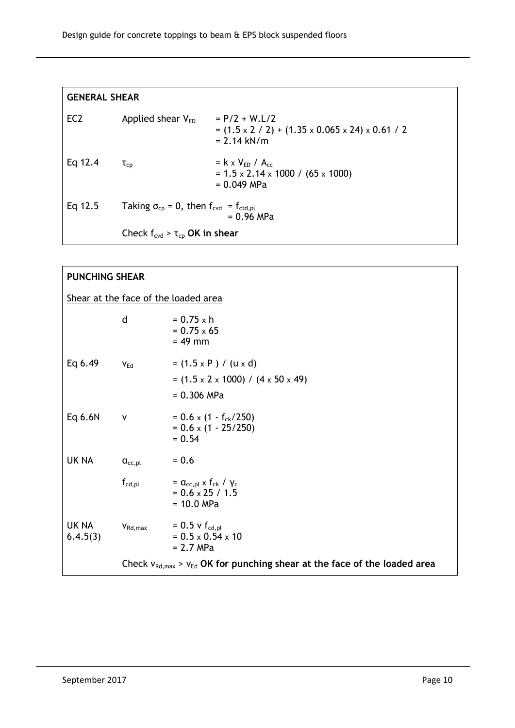**GENERAL SHEAR**

| | | |
|---|---|---|
| EC2 | Applied shear $V_{ED}$ | $= P/2 + W.L/2$<br>$= (1.5 \times 2 / 2) + (1.35 \times 0.065 \times 24) \times 0.61 / 2$<br>$= 2.14$ kN/m |
| Eq 12.4 | $\tau_{cp}$ | $= k \times V_{ED} / A_{cc}$<br>$= 1.5 \times 2.14 \times 1000 / (65 \times 1000)$<br>$= 0.049$ MPa |
| Eq 12.5 | Taking $\sigma_{cp} = 0$, then $f_{cvd}$ | $= f_{ctd,pl}$<br>$= 0.96$ MPa |
| | Check $f_{cvd} > \tau_{cp}$ **OK in shear** | |

**PUNCHING SHEAR**

Shear at the face of the loaded area

| | | |
|---|---|---|
| | d | $= 0.75 \times h$<br>$= 0.75 \times 65$<br>$= 49$ mm |
| Eq 6.49 | $v_{Ed}$ | $= (1.5 \times P) / (u \times d)$<br>$= (1.5 \times 2 \times 1000) / (4 \times 50 \times 49)$<br>$= 0.306$ MPa |
| Eq 6.6N | v | $= 0.6 \times (1 - f_{ck}/250)$<br>$= 0.6 \times (1 - 25/250)$<br>$= 0.54$ |
| UK NA | $\alpha_{cc,pl}$ | $= 0.6$ |
| | $f_{cd,pl}$ | $= \alpha_{cc,pl} \times f_{ck} / \gamma_c$<br>$= 0.6 \times 25 / 1.5$<br>$= 10.0$ MPa |
| UK NA 6.4.5(3) | $v_{Rd,max}$ | $= 0.5\ v\ f_{cd,pl}$<br>$= 0.5 \times 0.54 \times 10$<br>$= 2.7$ MPa |
| | Check $v_{Rd,max} > v_{Ed}$ **OK for punching shear at the face of the loaded area** | |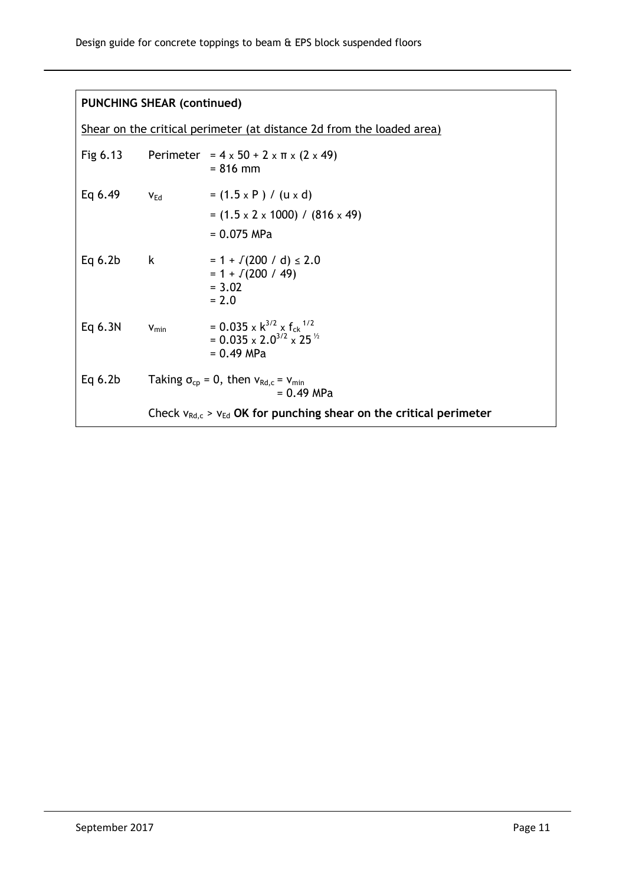**PUNCHING SHEAR (continued)**

Shear on the critical perimeter (at distance 2d from the loaded area)

| | | |
|---|---|---|
| Fig 6.13 | Perimeter | $= 4 \times 50 + 2 \times \pi \times (2 \times 49)$<br>$= 816$ mm |
| Eq 6.49 | $v_{Ed}$ | $= (1.5 \times P) / (u \times d)$<br>$= (1.5 \times 2 \times 1000) / (816 \times 49)$<br>$= 0.075$ MPa |
| Eq 6.2b | k | $= 1 + \sqrt{(200 / d)} \leq 2.0$<br>$= 1 + \sqrt{(200 / 49)}$<br>$= 3.02$<br>$= 2.0$ |
| Eq 6.3N | $v_{min}$ | $= 0.035 \times k^{3/2} \times f_{ck}^{\ 1/2}$<br>$= 0.035 \times 2.0^{3/2} \times 25^{1/2}$<br>$= 0.49$ MPa |
| Eq 6.2b | Taking $\sigma_{cp} = 0$, then $v_{Rd,c} = v_{min}$ | $= 0.49$ MPa |
| | Check $v_{Rd,c} > v_{Ed}$ **OK for punching shear on the critical perimeter** | |